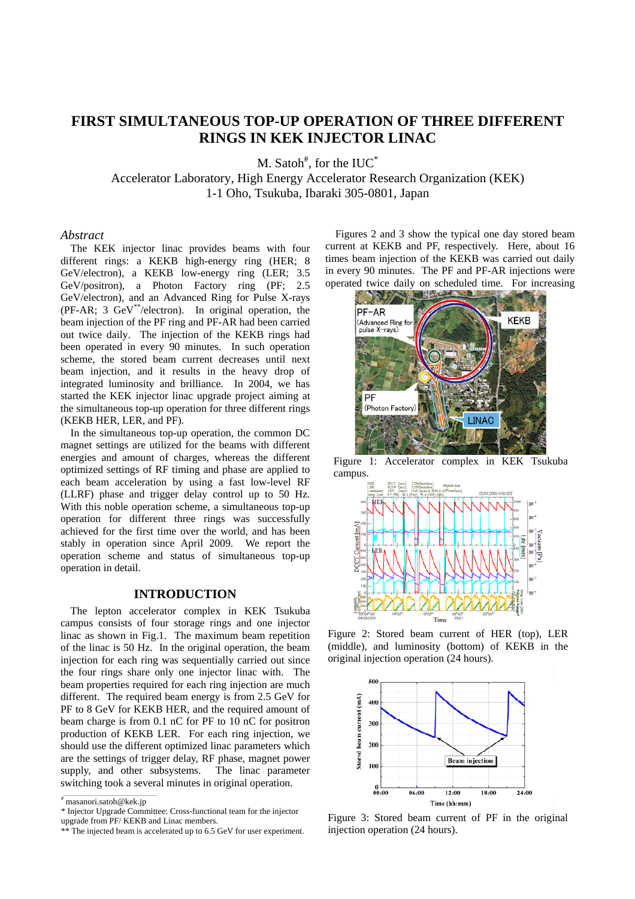# FIRST SIMULTANEOUS TOP-UP OPERATION OF THREE DIFFERENT RINGS IN KEK INJECTOR LINAC

M. Satoh#, for the IUC*

Accelerator Laboratory, High Energy Accelerator Research Organization (KEK)
1-1 Oho, Tsukuba, Ibaraki 305-0801, Japan

## *Abstract*

The KEK injector linac provides beams with four different rings: a KEKB high-energy ring (HER; 8 GeV/electron), a KEKB low-energy ring (LER; 3.5 GeV/positron), a Photon Factory ring (PF; 2.5 GeV/electron), and an Advanced Ring for Pulse X-rays (PF-AR; 3 GeV**/electron). In original operation, the beam injection of the PF ring and PF-AR had been carried out twice daily. The injection of the KEKB rings had been operated in every 90 minutes. In such operation scheme, the stored beam current decreases until next beam injection, and it results in the heavy drop of integrated luminosity and brilliance. In 2004, we has started the KEK injector linac upgrade project aiming at the simultaneous top-up operation for three different rings (KEKB HER, LER, and PF).

In the simultaneous top-up operation, the common DC magnet settings are utilized for the beams with different energies and amount of charges, whereas the different optimized settings of RF timing and phase are applied to each beam acceleration by using a fast low-level RF (LLRF) phase and trigger delay control up to 50 Hz. With this noble operation scheme, a simultaneous top-up operation for different three rings was successfully achieved for the first time over the world, and has been stably in operation since April 2009. We report the operation scheme and status of simultaneous top-up operation in detail.

## INTRODUCTION

The lepton accelerator complex in KEK Tsukuba campus consists of four storage rings and one injector linac as shown in Fig.1. The maximum beam repetition of the linac is 50 Hz. In the original operation, the beam injection for each ring was sequentially carried out since the four rings share only one injector linac with. The beam properties required for each ring injection are much different. The required beam energy is from 2.5 GeV for PF to 8 GeV for KEKB HER, and the required amount of beam charge is from 0.1 nC for PF to 10 nC for positron production of KEKB LER. For each ring injection, we should use the different optimized linac parameters which are the settings of trigger delay, RF phase, magnet power supply, and other subsystems. The linac parameter switching took a several minutes in original operation.

Figures 2 and 3 show the typical one day stored beam current at KEKB and PF, respectively. Here, about 16 times beam injection of the KEKB was carried out daily in every 90 minutes. The PF and PF-AR injections were operated twice daily on scheduled time. For increasing

Figure 1: Accelerator complex in KEK Tsukuba campus.

Figure 2: Stored beam current of HER (top), LER (middle), and luminosity (bottom) of KEKB in the original injection operation (24 hours).

Figure 3: Stored beam current of PF in the original injection operation (24 hours).

---

# masanori.satoh@kek.jp

* Injector Upgrade Committee: Cross-functional team for the injector upgrade from PF/ KEKB and Linac members.

** The injected beam is accelerated up to 6.5 GeV for user experiment.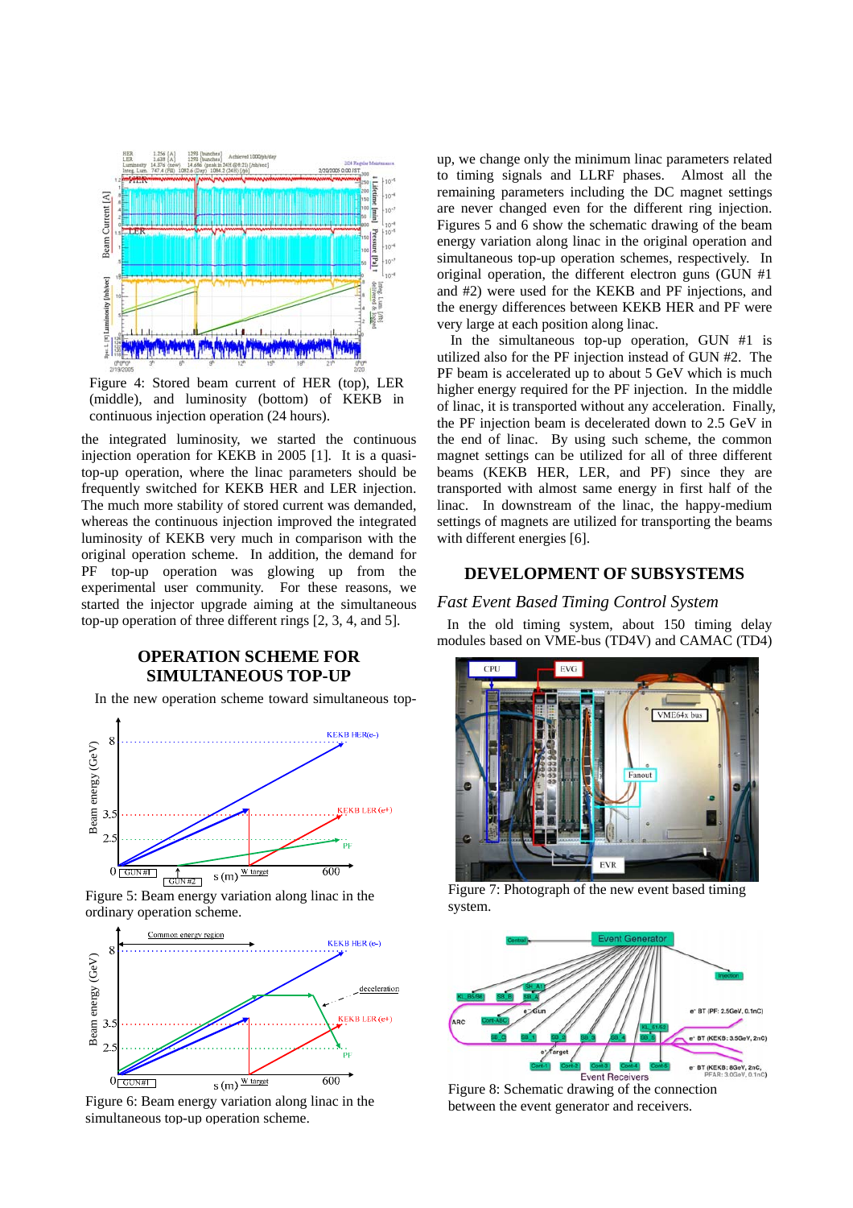Figure 4: Stored beam current of HER (top), LER (middle), and luminosity (bottom) of KEKB in continuous injection operation (24 hours).

the integrated luminosity, we started the continuous injection operation for KEKB in 2005 [1]. It is a quasi-top-up operation, where the linac parameters should be frequently switched for KEKB HER and LER injection. The much more stability of stored current was demanded, whereas the continuous injection improved the integrated luminosity of KEKB very much in comparison with the original operation scheme. In addition, the demand for PF top-up operation was glowing up from the experimental user community. For these reasons, we started the injector upgrade aiming at the simultaneous top-up operation of three different rings [2, 3, 4, and 5].

## OPERATION SCHEME FOR SIMULTANEOUS TOP-UP

In the new operation scheme toward simultaneous top-up, we change only the minimum linac parameters related to timing signals and LLRF phases. Almost all the remaining parameters including the DC magnet settings are never changed even for the different ring injection. Figures 5 and 6 show the schematic drawing of the beam energy variation along linac in the original operation and simultaneous top-up operation schemes, respectively. In original operation, the different electron guns (GUN #1 and #2) were used for the KEKB and PF injections, and the energy differences between KEKB HER and PF were very large at each position along linac.

In the simultaneous top-up operation, GUN #1 is utilized also for the PF injection instead of GUN #2. The PF beam is accelerated up to about 5 GeV which is much higher energy required for the PF injection. In the middle of linac, it is transported without any acceleration. Finally, the PF injection beam is decelerated down to 2.5 GeV in the end of linac. By using such scheme, the common magnet settings can be utilized for all of three different beams (KEKB HER, LER, and PF) since they are transported with almost same energy in first half of the linac. In downstream of the linac, the happy-medium settings of magnets are utilized for transporting the beams with different energies [6].

Figure 5: Beam energy variation along linac in the ordinary operation scheme.

Figure 6: Beam energy variation along linac in the simultaneous top-up operation scheme.

## DEVELOPMENT OF SUBSYSTEMS

### *Fast Event Based Timing Control System*

In the old timing system, about 150 timing delay modules based on VME-bus (TD4V) and CAMAC (TD4)

Figure 7: Photograph of the new event based timing system.

Figure 8: Schematic drawing of the connection between the event generator and receivers.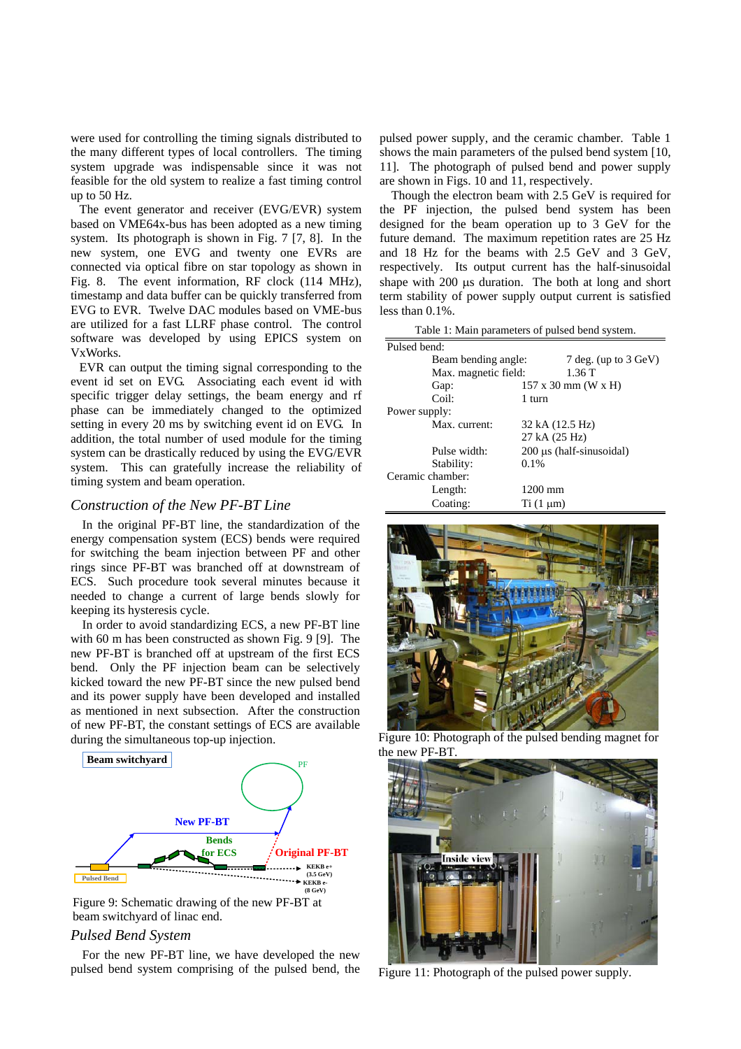were used for controlling the timing signals distributed to the many different types of local controllers. The timing system upgrade was indispensable since it was not feasible for the old system to realize a fast timing control up to 50 Hz.

The event generator and receiver (EVG/EVR) system based on VME64x-bus has been adopted as a new timing system. Its photograph is shown in Fig. 7 [7, 8]. In the new system, one EVG and twenty one EVRs are connected via optical fibre on star topology as shown in Fig. 8. The event information, RF clock (114 MHz), timestamp and data buffer can be quickly transferred from EVG to EVR. Twelve DAC modules based on VME-bus are utilized for a fast LLRF phase control. The control software was developed by using EPICS system on VxWorks.

EVR can output the timing signal corresponding to the event id set on EVG. Associating each event id with specific trigger delay settings, the beam energy and rf phase can be immediately changed to the optimized setting in every 20 ms by switching event id on EVG. In addition, the total number of used module for the timing system can be drastically reduced by using the EVG/EVR system. This can gratefully increase the reliability of timing system and beam operation.

### *Construction of the New PF-BT Line*

In the original PF-BT line, the standardization of the energy compensation system (ECS) bends were required for switching the beam injection between PF and other rings since PF-BT was branched off at downstream of ECS. Such procedure took several minutes because it needed to change a current of large bends slowly for keeping its hysteresis cycle.

In order to avoid standardizing ECS, a new PF-BT line with 60 m has been constructed as shown Fig. 9 [9]. The new PF-BT is branched off at upstream of the first ECS bend. Only the PF injection beam can be selectively kicked toward the new PF-BT since the new pulsed bend and its power supply have been developed and installed as mentioned in next subsection. After the construction of new PF-BT, the constant settings of ECS are available during the simultaneous top-up injection.

Figure 9: Schematic drawing of the new PF-BT at beam switchyard of linac end.

### *Pulsed Bend System*

For the new PF-BT line, we have developed the new pulsed bend system comprising of the pulsed bend, the pulsed power supply, and the ceramic chamber. Table 1 shows the main parameters of the pulsed bend system [10, 11]. The photograph of pulsed bend and power supply are shown in Figs. 10 and 11, respectively.

Though the electron beam with 2.5 GeV is required for the PF injection, the pulsed bend system has been designed for the beam operation up to 3 GeV for the future demand. The maximum repetition rates are 25 Hz and 18 Hz for the beams with 2.5 GeV and 3 GeV, respectively. Its output current has the half-sinusoidal shape with 200 μs duration. The both at long and short term stability of power supply output current is satisfied less than 0.1%.

Table 1: Main parameters of pulsed bend system.

| | |
|---|---|
| **Pulsed bend:** | |
| Beam bending angle: | 7 deg. (up to 3 GeV) |
| Max. magnetic field: | 1.36 T |
| Gap: | 157 x 30 mm (W x H) |
| Coil: | 1 turn |
| **Power supply:** | |
| Max. current: | 32 kA (12.5 Hz)<br>27 kA (25 Hz) |
| Pulse width: | 200 μs (half-sinusoidal) |
| Stability: | 0.1% |
| **Ceramic chamber:** | |
| Length: | 1200 mm |
| Coating: | Ti (1 μm) |

Figure 10: Photograph of the pulsed bending magnet for the new PF-BT.

Figure 11: Photograph of the pulsed power supply.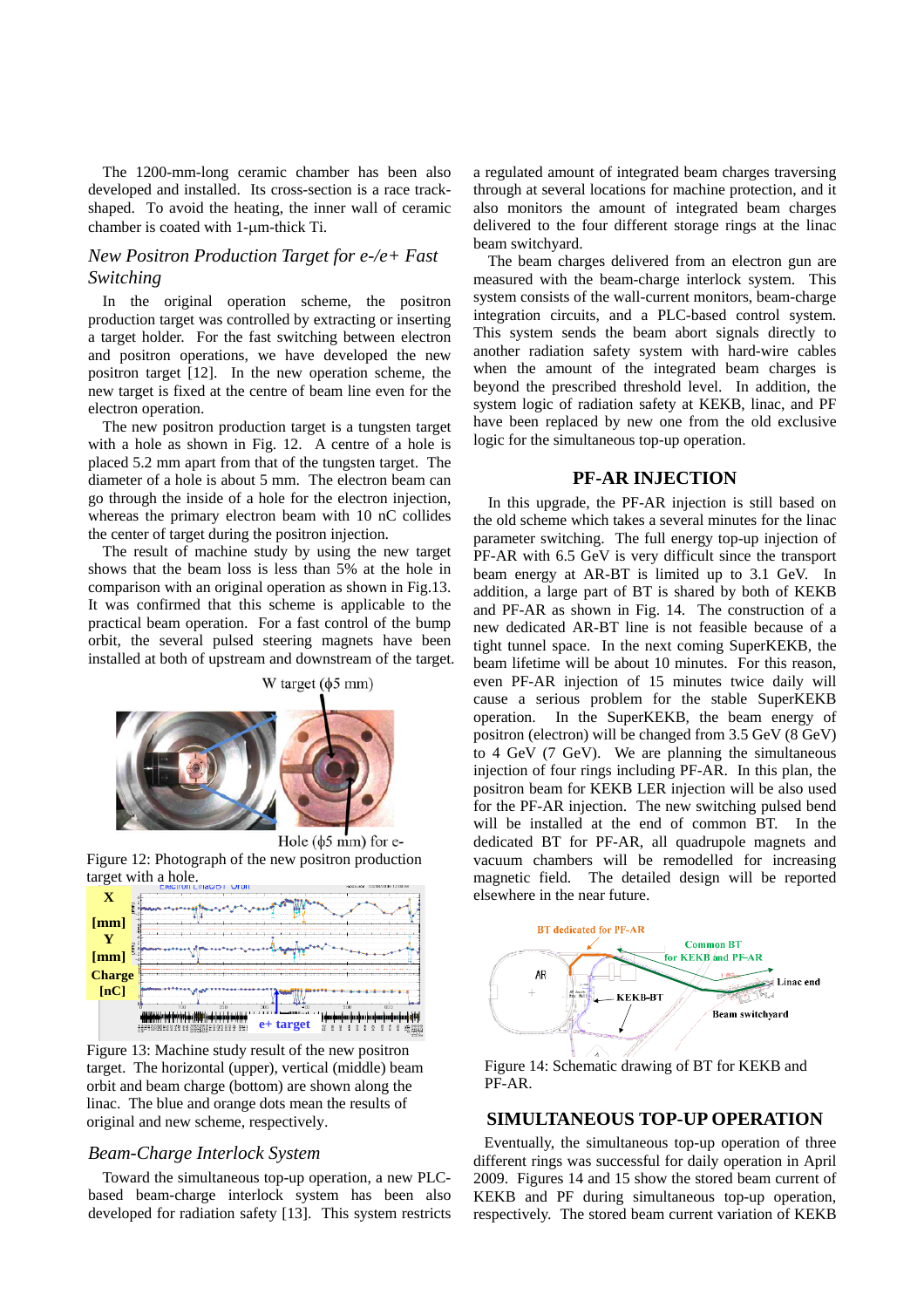The 1200-mm-long ceramic chamber has been also developed and installed. Its cross-section is a race track-shaped. To avoid the heating, the inner wall of ceramic chamber is coated with 1-μm-thick Ti.

### *New Positron Production Target for e-/e+ Fast Switching*

In the original operation scheme, the positron production target was controlled by extracting or inserting a target holder. For the fast switching between electron and positron operations, we have developed the new positron target [12]. In the new operation scheme, the new target is fixed at the centre of beam line even for the electron operation.

The new positron production target is a tungsten target with a hole as shown in Fig. 12. A centre of a hole is placed 5.2 mm apart from that of the tungsten target. The diameter of a hole is about 5 mm. The electron beam can go through the inside of a hole for the electron injection, whereas the primary electron beam with 10 nC collides the center of target during the positron injection.

The result of machine study by using the new target shows that the beam loss is less than 5% at the hole in comparison with an original operation as shown in Fig.13. It was confirmed that this scheme is applicable to the practical beam operation. For a fast control of the bump orbit, the several pulsed steering magnets have been installed at both of upstream and downstream of the target.

W target (ϕ5 mm)

Hole (ϕ5 mm) for e-

Figure 12: Photograph of the new positron production target with a hole.

X [mm] Y [mm] Charge [nC]

e+ target

Figure 13: Machine study result of the new positron target. The horizontal (upper), vertical (middle) beam orbit and beam charge (bottom) are shown along the linac. The blue and orange dots mean the results of original and new scheme, respectively.

### *Beam-Charge Interlock System*

Toward the simultaneous top-up operation, a new PLC-based beam-charge interlock system has been also developed for radiation safety [13]. This system restricts a regulated amount of integrated beam charges traversing through at several locations for machine protection, and it also monitors the amount of integrated beam charges delivered to the four different storage rings at the linac beam switchyard.

The beam charges delivered from an electron gun are measured with the beam-charge interlock system. This system consists of the wall-current monitors, beam-charge integration circuits, and a PLC-based control system. This system sends the beam abort signals directly to another radiation safety system with hard-wire cables when the amount of the integrated beam charges is beyond the prescribed threshold level. In addition, the system logic of radiation safety at KEKB, linac, and PF have been replaced by new one from the old exclusive logic for the simultaneous top-up operation.

## PF-AR INJECTION

In this upgrade, the PF-AR injection is still based on the old scheme which takes a several minutes for the linac parameter switching. The full energy top-up injection of PF-AR with 6.5 GeV is very difficult since the transport beam energy at AR-BT is limited up to 3.1 GeV. In addition, a large part of BT is shared by both of KEKB and PF-AR as shown in Fig. 14. The construction of a new dedicated AR-BT line is not feasible because of a tight tunnel space. In the next coming SuperKEKB, the beam lifetime will be about 10 minutes. For this reason, even PF-AR injection of 15 minutes twice daily will cause a serious problem for the stable SuperKEKB operation. In the SuperKEKB, the beam energy of positron (electron) will be changed from 3.5 GeV (8 GeV) to 4 GeV (7 GeV). We are planning the simultaneous injection of four rings including PF-AR. In this plan, the positron beam for KEKB LER injection will be also used for the PF-AR injection. The new switching pulsed bend will be installed at the end of common BT. In the dedicated BT for PF-AR, all quadrupole magnets and vacuum chambers will be remodelled for increasing magnetic field. The detailed design will be reported elsewhere in the near future.

BT dedicated for PF-AR

Common BT for KEKB and PF-AR

AR

Linac end

KEKB-BT

Beam switchyard

Figure 14: Schematic drawing of BT for KEKB and PF-AR.

## SIMULTANEOUS TOP-UP OPERATION

Eventually, the simultaneous top-up operation of three different rings was successful for daily operation in April 2009. Figures 14 and 15 show the stored beam current of KEKB and PF during simultaneous top-up operation, respectively. The stored beam current variation of KEKB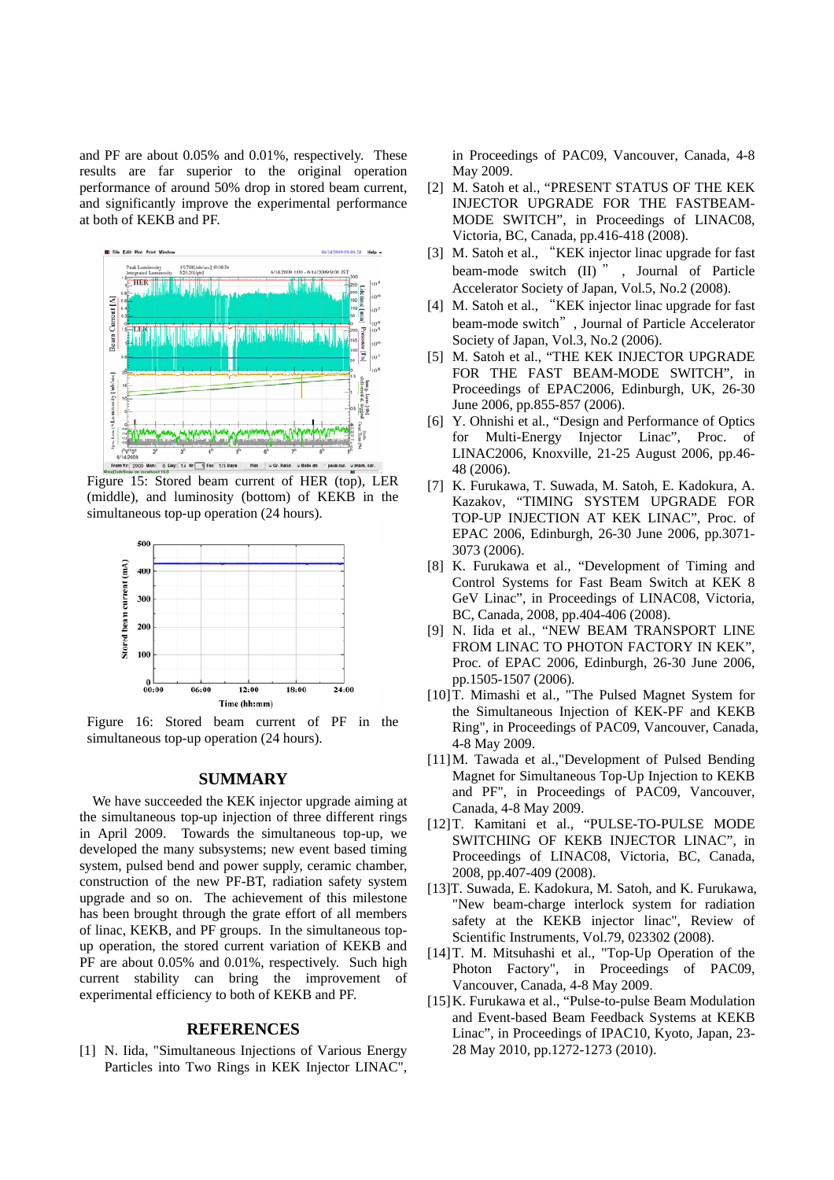and PF are about 0.05% and 0.01%, respectively. These results are far superior to the original operation performance of around 50% drop in stored beam current, and significantly improve the experimental performance at both of KEKB and PF.

Figure 15: Stored beam current of HER (top), LER (middle), and luminosity (bottom) of KEKB in the simultaneous top-up operation (24 hours).

500
400
300
200
100
0
Stored beam current (mA)
00:00
06:00
12:00
18:00
24:00
Time (hh:mm)

Figure 16: Stored beam current of PF in the simultaneous top-up operation (24 hours).

## SUMMARY

We have succeeded the KEK injector upgrade aiming at the simultaneous top-up injection of three different rings in April 2009. Towards the simultaneous top-up, we developed the many subsystems; new event based timing system, pulsed bend and power supply, ceramic chamber, construction of the new PF-BT, radiation safety system upgrade and so on. The achievement of this milestone has been brought through the grate effort of all members of linac, KEKB, and PF groups. In the simultaneous top-up operation, the stored current variation of KEKB and PF are about 0.05% and 0.01%, respectively. Such high current stability can bring the improvement of experimental efficiency to both of KEKB and PF.

## REFERENCES

[1] N. Iida, "Simultaneous Injections of Various Energy Particles into Two Rings in KEK Injector LINAC", in Proceedings of PAC09, Vancouver, Canada, 4-8 May 2009.

[2] M. Satoh et al., "PRESENT STATUS OF THE KEK INJECTOR UPGRADE FOR THE FASTBEAM-MODE SWITCH", in Proceedings of LINAC08, Victoria, BC, Canada, pp.416-418 (2008).

[3] M. Satoh et al., "KEK injector linac upgrade for fast beam-mode switch (II)", Journal of Particle Accelerator Society of Japan, Vol.5, No.2 (2008).

[4] M. Satoh et al., "KEK injector linac upgrade for fast beam-mode switch", Journal of Particle Accelerator Society of Japan, Vol.3, No.2 (2006).

[5] M. Satoh et al., "THE KEK INJECTOR UPGRADE FOR THE FAST BEAM-MODE SWITCH", in Proceedings of EPAC2006, Edinburgh, UK, 26-30 June 2006, pp.855-857 (2006).

[6] Y. Ohnishi et al., "Design and Performance of Optics for Multi-Energy Injector Linac", Proc. of LINAC2006, Knoxville, 21-25 August 2006, pp.46-48 (2006).

[7] K. Furukawa, T. Suwada, M. Satoh, E. Kadokura, A. Kazakov, "TIMING SYSTEM UPGRADE FOR TOP-UP INJECTION AT KEK LINAC", Proc. of EPAC 2006, Edinburgh, 26-30 June 2006, pp.3071-3073 (2006).

[8] K. Furukawa et al., "Development of Timing and Control Systems for Fast Beam Switch at KEK 8 GeV Linac", in Proceedings of LINAC08, Victoria, BC, Canada, 2008, pp.404-406 (2008).

[9] N. Iida et al., "NEW BEAM TRANSPORT LINE FROM LINAC TO PHOTON FACTORY IN KEK", Proc. of EPAC 2006, Edinburgh, 26-30 June 2006, pp.1505-1507 (2006).

[10] T. Mimashi et al., "The Pulsed Magnet System for the Simultaneous Injection of KEK-PF and KEKB Ring", in Proceedings of PAC09, Vancouver, Canada, 4-8 May 2009.

[11] M. Tawada et al.,"Development of Pulsed Bending Magnet for Simultaneous Top-Up Injection to KEKB and PF", in Proceedings of PAC09, Vancouver, Canada, 4-8 May 2009.

[12] T. Kamitani et al., "PULSE-TO-PULSE MODE SWITCHING OF KEKB INJECTOR LINAC", in Proceedings of LINAC08, Victoria, BC, Canada, 2008, pp.407-409 (2008).

[13] T. Suwada, E. Kadokura, M. Satoh, and K. Furukawa, "New beam-charge interlock system for radiation safety at the KEKB injector linac", Review of Scientific Instruments, Vol.79, 023302 (2008).

[14] T. M. Mitsuhashi et al., "Top-Up Operation of the Photon Factory", in Proceedings of PAC09, Vancouver, Canada, 4-8 May 2009.

[15] K. Furukawa et al., "Pulse-to-pulse Beam Modulation and Event-based Beam Feedback Systems at KEKB Linac", in Proceedings of IPAC10, Kyoto, Japan, 23-28 May 2010, pp.1272-1273 (2010).